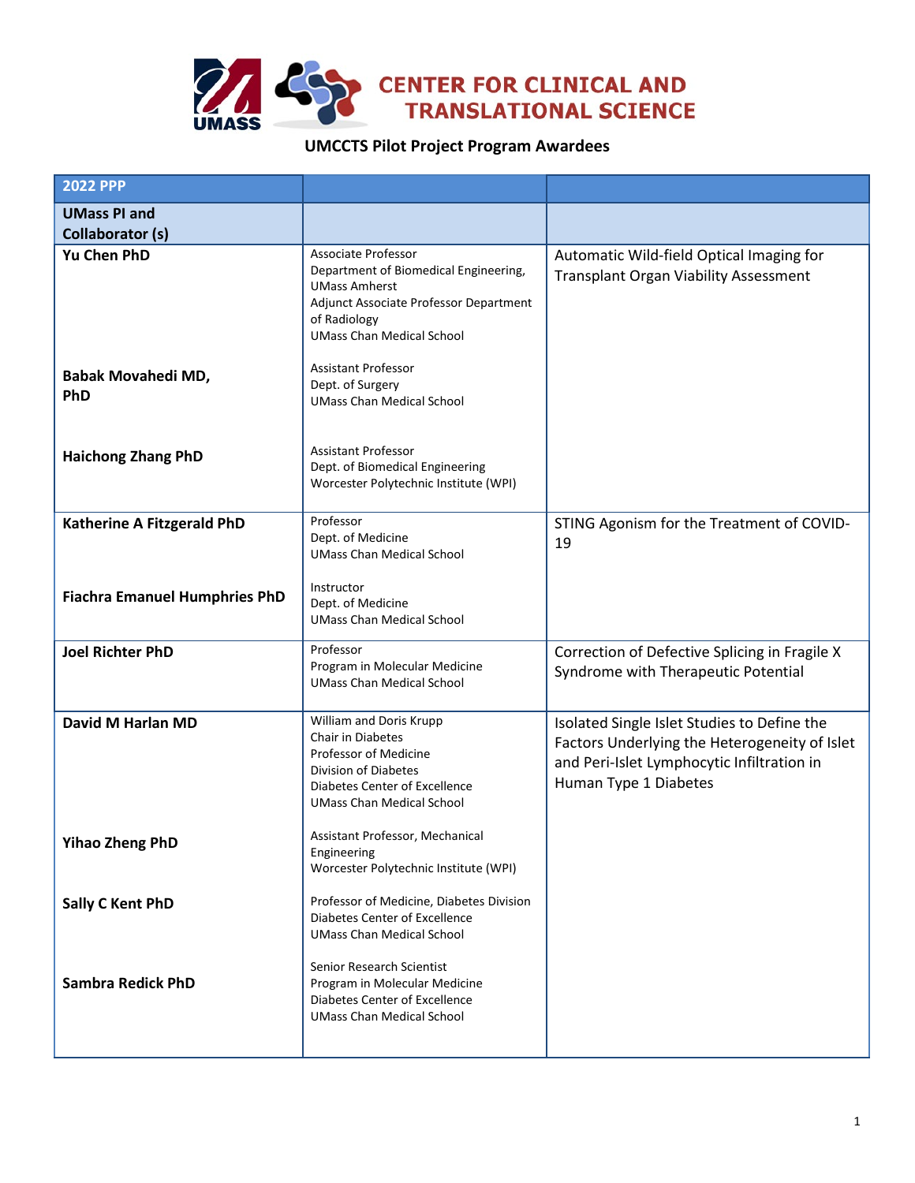# CENTER FOR CLINICAL AND TRANSLATIONAL SCIENCE

## UMCCTS Pilot Project Program Awardees

| 2022 PPP | | |
|---|---|---|
| **UMass PI and Collaborator (s)** | | |
| **Yu Chen PhD** | Associate Professor<br>Department of Biomedical Engineering, UMass Amherst<br>Adjunct Associate Professor Department of Radiology<br>UMass Chan Medical School | Automatic Wild-field Optical Imaging for Transplant Organ Viability Assessment |
| **Babak Movahedi MD, PhD** | Assistant Professor<br>Dept. of Surgery<br>UMass Chan Medical School | |
| **Haichong Zhang PhD** | Assistant Professor<br>Dept. of Biomedical Engineering<br>Worcester Polytechnic Institute (WPI) | |
| **Katherine A Fitzgerald PhD** | Professor<br>Dept. of Medicine<br>UMass Chan Medical School | STING Agonism for the Treatment of COVID-19 |
| **Fiachra Emanuel Humphries PhD** | Instructor<br>Dept. of Medicine<br>UMass Chan Medical School | |
| **Joel Richter PhD** | Professor<br>Program in Molecular Medicine<br>UMass Chan Medical School | Correction of Defective Splicing in Fragile X Syndrome with Therapeutic Potential |
| **David M Harlan MD** | William and Doris Krupp<br>Chair in Diabetes<br>Professor of Medicine<br>Division of Diabetes<br>Diabetes Center of Excellence<br>UMass Chan Medical School | Isolated Single Islet Studies to Define the Factors Underlying the Heterogeneity of Islet and Peri-Islet Lymphocytic Infiltration in Human Type 1 Diabetes |
| **Yihao Zheng PhD** | Assistant Professor, Mechanical Engineering<br>Worcester Polytechnic Institute (WPI) | |
| **Sally C Kent PhD** | Professor of Medicine, Diabetes Division<br>Diabetes Center of Excellence<br>UMass Chan Medical School | |
| **Sambra Redick PhD** | Senior Research Scientist<br>Program in Molecular Medicine<br>Diabetes Center of Excellence<br>UMass Chan Medical School | |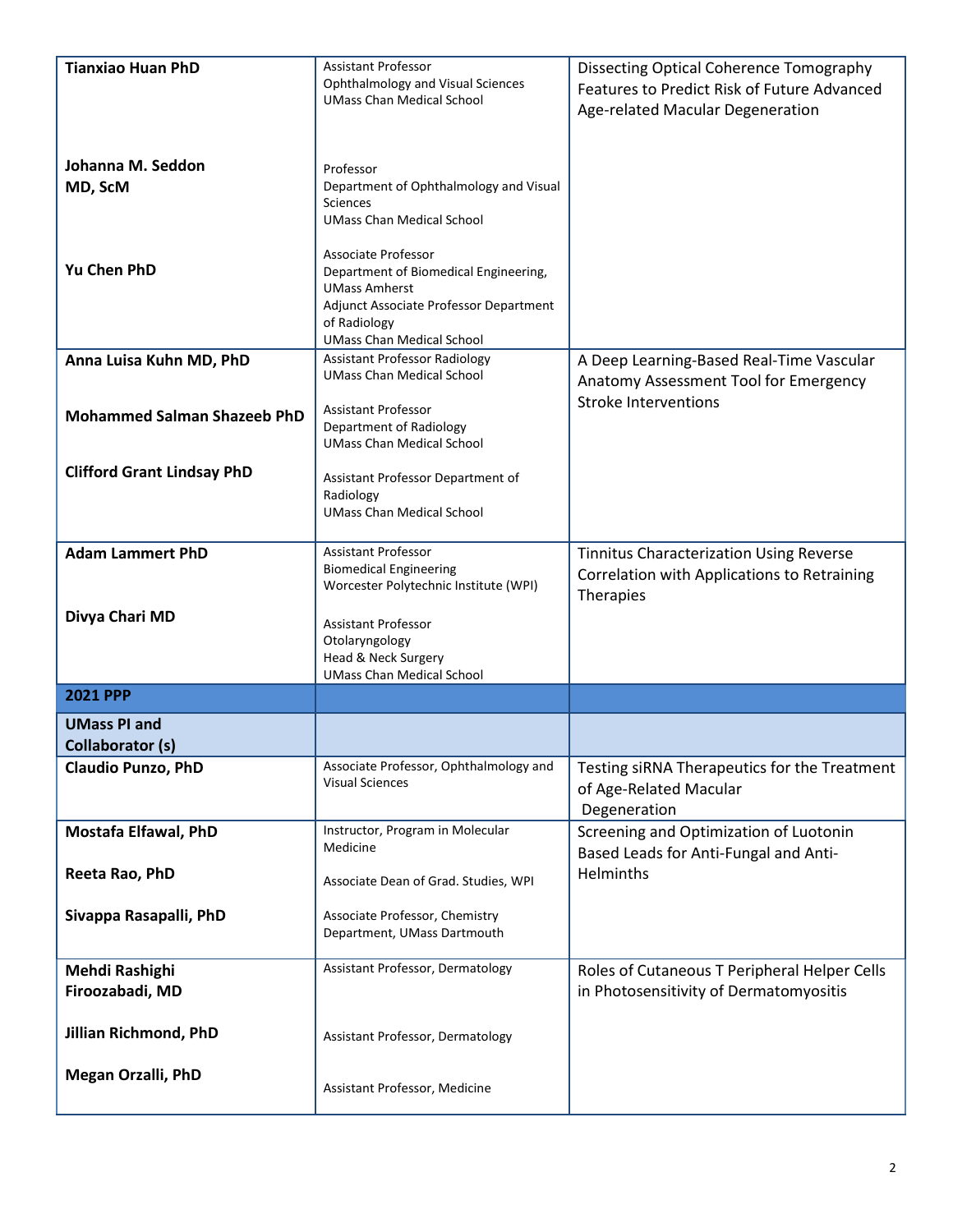| | | |
|---|---|---|
| **Tianxiao Huan PhD**<br><br>**Johanna M. Seddon MD, ScM**<br><br>**Yu Chen PhD** | Assistant Professor<br>Ophthalmology and Visual Sciences<br>UMass Chan Medical School<br><br>Professor<br>Department of Ophthalmology and Visual Sciences<br>UMass Chan Medical School<br><br>Associate Professor<br>Department of Biomedical Engineering, UMass Amherst<br>Adjunct Associate Professor Department of Radiology<br>UMass Chan Medical School | Dissecting Optical Coherence Tomography Features to Predict Risk of Future Advanced Age-related Macular Degeneration |
| **Anna Luisa Kuhn MD, PhD**<br><br>**Mohammed Salman Shazeeb PhD**<br><br>**Clifford Grant Lindsay PhD** | Assistant Professor Radiology<br>UMass Chan Medical School<br><br>Assistant Professor<br>Department of Radiology<br>UMass Chan Medical School<br><br>Assistant Professor Department of Radiology<br>UMass Chan Medical School | A Deep Learning-Based Real-Time Vascular Anatomy Assessment Tool for Emergency Stroke Interventions |
| **Adam Lammert PhD**<br><br>**Divya Chari MD** | Assistant Professor<br>Biomedical Engineering<br>Worcester Polytechnic Institute (WPI)<br><br>Assistant Professor<br>Otolaryngology<br>Head & Neck Surgery<br>UMass Chan Medical School | Tinnitus Characterization Using Reverse Correlation with Applications to Retraining Therapies |
| **2021 PPP** | | |
| **UMass PI and Collaborator (s)** | | |
| **Claudio Punzo, PhD** | Associate Professor, Ophthalmology and Visual Sciences | Testing siRNA Therapeutics for the Treatment of Age-Related Macular Degeneration |
| **Mostafa Elfawal, PhD**<br><br>**Reeta Rao, PhD**<br><br>**Sivappa Rasapalli, PhD** | Instructor, Program in Molecular Medicine<br><br>Associate Dean of Grad. Studies, WPI<br><br>Associate Professor, Chemistry Department, UMass Dartmouth | Screening and Optimization of Luotonin Based Leads for Anti-Fungal and Anti-Helminths |
| **Mehdi Rashighi Firoozabadi, MD**<br><br>**Jillian Richmond, PhD**<br><br>**Megan Orzalli, PhD** | Assistant Professor, Dermatology<br><br>Assistant Professor, Dermatology<br><br>Assistant Professor, Medicine | Roles of Cutaneous T Peripheral Helper Cells in Photosensitivity of Dermatomyositis |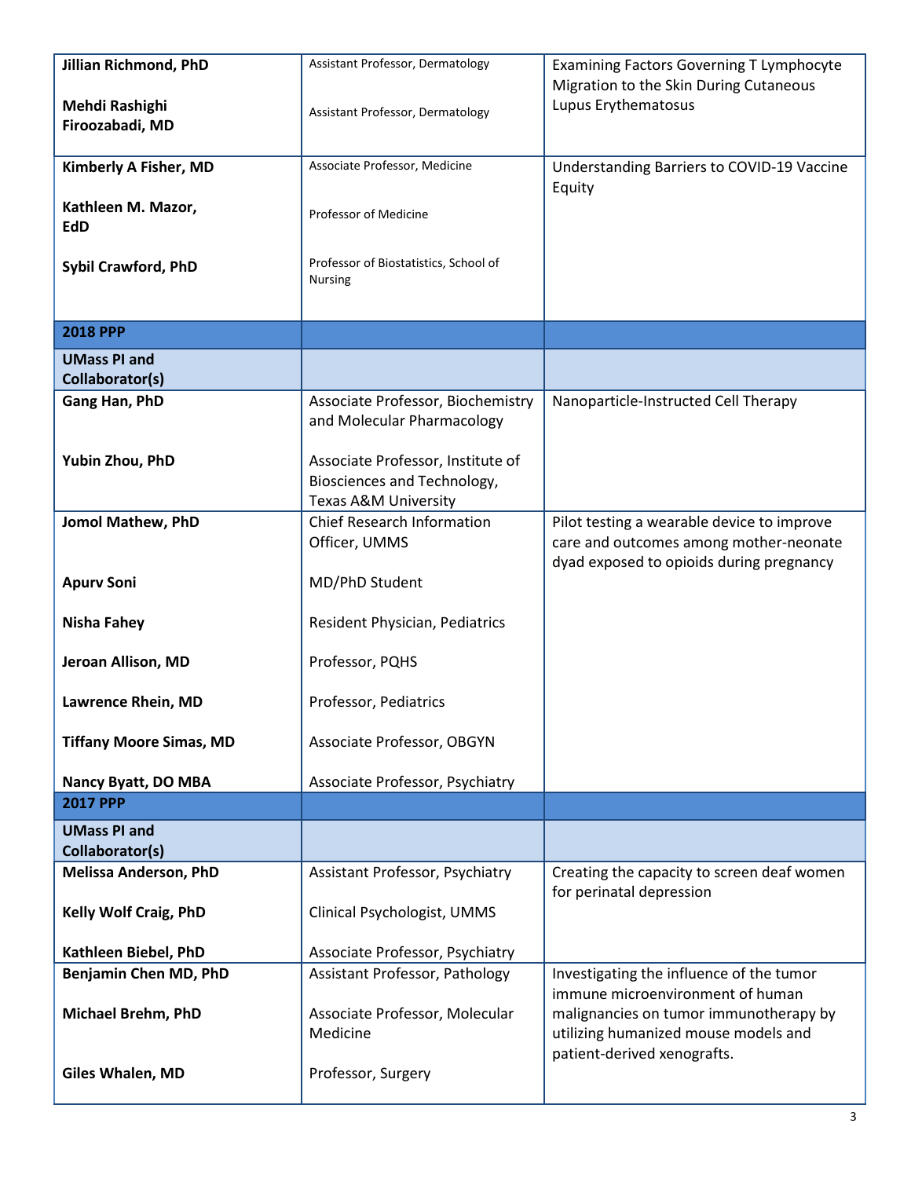| | | |
|---|---|---|
| **Jillian Richmond, PhD**<br><br>**Mehdi Rashighi Firoozabadi, MD** | Assistant Professor, Dermatology<br><br>Assistant Professor, Dermatology | Examining Factors Governing T Lymphocyte Migration to the Skin During Cutaneous Lupus Erythematosus |
| **Kimberly A Fisher, MD**<br><br>**Kathleen M. Mazor, EdD**<br><br>**Sybil Crawford, PhD** | Associate Professor, Medicine<br><br>Professor of Medicine<br><br>Professor of Biostatistics, School of Nursing | Understanding Barriers to COVID-19 Vaccine Equity |
| **2018 PPP** | | |
| **UMass PI and Collaborator(s)** | | |
| **Gang Han, PhD**<br><br>**Yubin Zhou, PhD** | Associate Professor, Biochemistry and Molecular Pharmacology<br><br>Associate Professor, Institute of Biosciences and Technology, Texas A&M University | Nanoparticle-Instructed Cell Therapy |
| **Jomol Mathew, PhD**<br><br>**Apurv Soni**<br><br>**Nisha Fahey**<br><br>**Jeroan Allison, MD**<br><br>**Lawrence Rhein, MD**<br><br>**Tiffany Moore Simas, MD**<br><br>**Nancy Byatt, DO MBA** | Chief Research Information Officer, UMMS<br><br>MD/PhD Student<br><br>Resident Physician, Pediatrics<br><br>Professor, PQHS<br><br>Professor, Pediatrics<br><br>Associate Professor, OBGYN<br><br>Associate Professor, Psychiatry | Pilot testing a wearable device to improve care and outcomes among mother-neonate dyad exposed to opioids during pregnancy |
| **2017 PPP** | | |
| **UMass PI and Collaborator(s)** | | |
| **Melissa Anderson, PhD**<br><br>**Kelly Wolf Craig, PhD**<br><br>**Kathleen Biebel, PhD** | Assistant Professor, Psychiatry<br><br>Clinical Psychologist, UMMS<br><br>Associate Professor, Psychiatry | Creating the capacity to screen deaf women for perinatal depression |
| **Benjamin Chen MD, PhD**<br><br>**Michael Brehm, PhD**<br><br>**Giles Whalen, MD** | Assistant Professor, Pathology<br><br>Associate Professor, Molecular Medicine<br><br>Professor, Surgery | Investigating the influence of the tumor immune microenvironment of human malignancies on tumor immunotherapy by utilizing humanized mouse models and patient-derived xenografts. |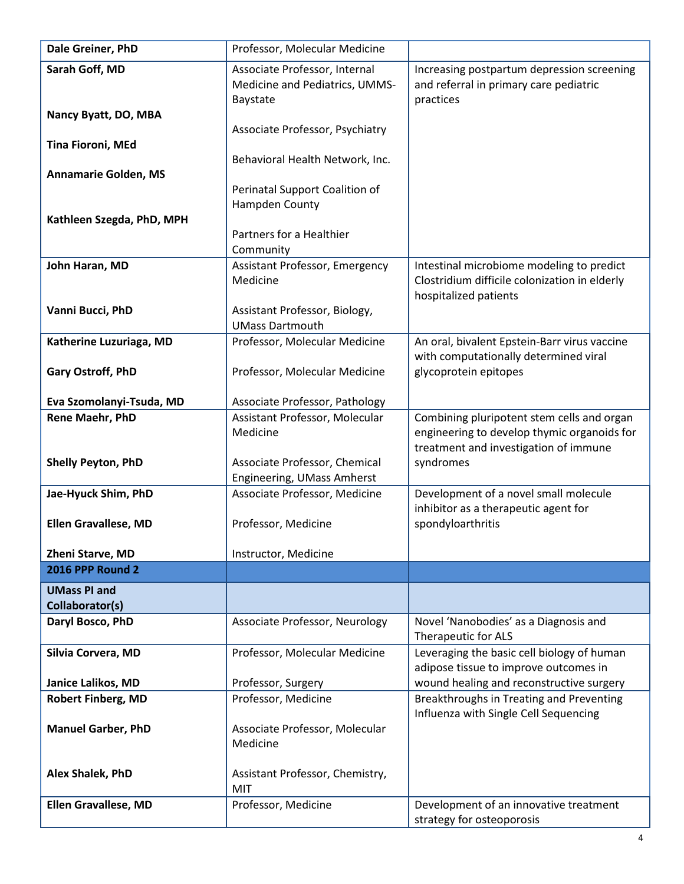| | | |
|---|---|---|
| **Dale Greiner, PhD** | Professor, Molecular Medicine | |
| **Sarah Goff, MD**<br><br>**Nancy Byatt, DO, MBA**<br><br>**Tina Fioroni, MEd**<br><br>**Annamarie Golden, MS**<br><br>**Kathleen Szegda, PhD, MPH** | Associate Professor, Internal Medicine and Pediatrics, UMMS-Baystate<br><br>Associate Professor, Psychiatry<br><br>Behavioral Health Network, Inc.<br><br>Perinatal Support Coalition of Hampden County<br><br>Partners for a Healthier Community | Increasing postpartum depression screening and referral in primary care pediatric practices |
| **John Haran, MD**<br><br>**Vanni Bucci, PhD** | Assistant Professor, Emergency Medicine<br><br>Assistant Professor, Biology, UMass Dartmouth | Intestinal microbiome modeling to predict Clostridium difficile colonization in elderly hospitalized patients |
| **Katherine Luzuriaga, MD**<br><br>**Gary Ostroff, PhD**<br><br>**Eva Szomolanyi-Tsuda, MD** | Professor, Molecular Medicine<br><br>Professor, Molecular Medicine<br><br>Associate Professor, Pathology | An oral, bivalent Epstein-Barr virus vaccine with computationally determined viral glycoprotein epitopes |
| **Rene Maehr, PhD**<br><br>**Shelly Peyton, PhD** | Assistant Professor, Molecular Medicine<br><br>Associate Professor, Chemical Engineering, UMass Amherst | Combining pluripotent stem cells and organ engineering to develop thymic organoids for treatment and investigation of immune syndromes |
| **Jae-Hyuck Shim, PhD**<br><br>**Ellen Gravallese, MD**<br><br>**Zheni Starve, MD** | Associate Professor, Medicine<br><br>Professor, Medicine<br><br>Instructor, Medicine | Development of a novel small molecule inhibitor as a therapeutic agent for spondyloarthritis |
| **2016 PPP Round 2** | | |
| **UMass PI and Collaborator(s)** | | |
| **Daryl Bosco, PhD** | Associate Professor, Neurology | Novel 'Nanobodies' as a Diagnosis and Therapeutic for ALS |
| **Silvia Corvera, MD**<br><br>**Janice Lalikos, MD** | Professor, Molecular Medicine<br><br>Professor, Surgery | Leveraging the basic cell biology of human adipose tissue to improve outcomes in wound healing and reconstructive surgery |
| **Robert Finberg, MD**<br><br>**Manuel Garber, PhD**<br><br>**Alex Shalek, PhD** | Professor, Medicine<br><br>Associate Professor, Molecular Medicine<br><br>Assistant Professor, Chemistry, MIT | Breakthroughs in Treating and Preventing Influenza with Single Cell Sequencing |
| **Ellen Gravallese, MD** | Professor, Medicine | Development of an innovative treatment strategy for osteoporosis |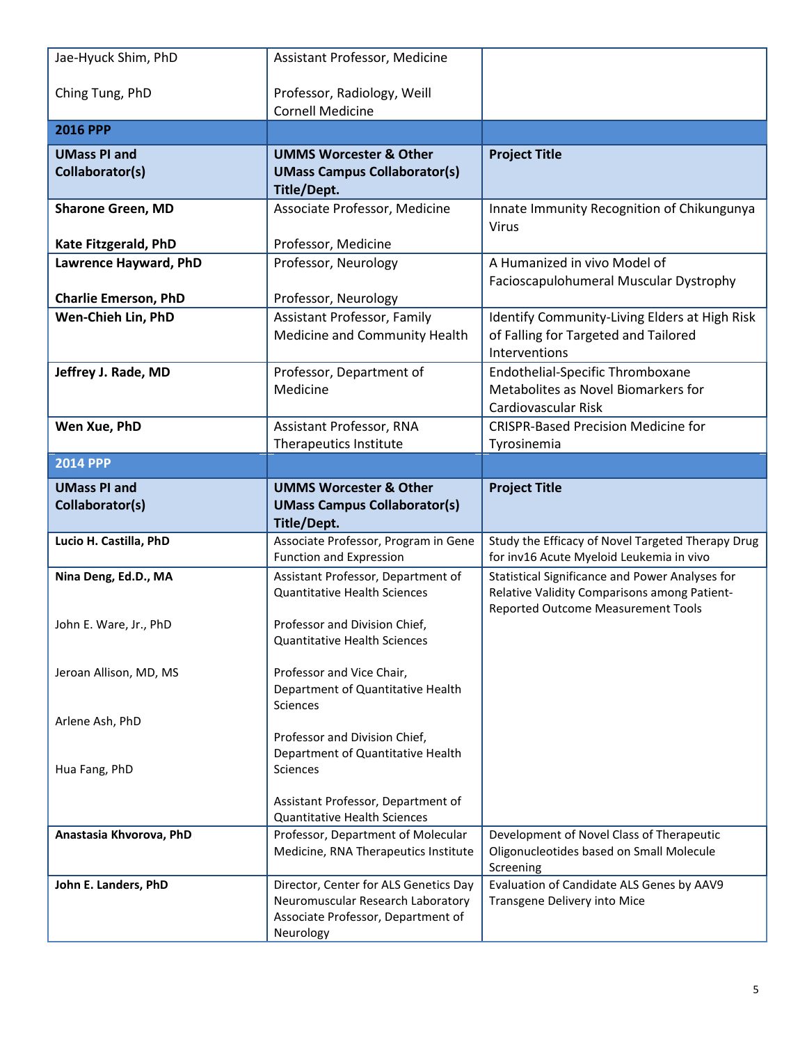| | | |
|---|---|---|
| Jae-Hyuck Shim, PhD<br><br>Ching Tung, PhD | Assistant Professor, Medicine<br><br>Professor, Radiology, Weill Cornell Medicine | |
| **2016 PPP** | | |
| **UMass PI and Collaborator(s)** | **UMMS Worcester & Other UMass Campus Collaborator(s) Title/Dept.** | **Project Title** |
| **Sharone Green, MD**<br><br>**Kate Fitzgerald, PhD** | Associate Professor, Medicine<br><br>Professor, Medicine | Innate Immunity Recognition of Chikungunya Virus |
| **Lawrence Hayward, PhD**<br><br>**Charlie Emerson, PhD** | Professor, Neurology<br><br>Professor, Neurology | A Humanized in vivo Model of Facioscapulohumeral Muscular Dystrophy |
| **Wen-Chieh Lin, PhD** | Assistant Professor, Family Medicine and Community Health | Identify Community-Living Elders at High Risk of Falling for Targeted and Tailored Interventions |
| **Jeffrey J. Rade, MD** | Professor, Department of Medicine | Endothelial-Specific Thromboxane Metabolites as Novel Biomarkers for Cardiovascular Risk |
| **Wen Xue, PhD** | Assistant Professor, RNA Therapeutics Institute | CRISPR-Based Precision Medicine for Tyrosinemia |
| **2014 PPP** | | |
| **UMass PI and Collaborator(s)** | **UMMS Worcester & Other UMass Campus Collaborator(s) Title/Dept.** | **Project Title** |
| **Lucio H. Castilla, PhD** | Associate Professor, Program in Gene Function and Expression | Study the Efficacy of Novel Targeted Therapy Drug for inv16 Acute Myeloid Leukemia in vivo |
| **Nina Deng, Ed.D., MA**<br><br>John E. Ware, Jr., PhD<br><br>Jeroan Allison, MD, MS<br><br>Arlene Ash, PhD<br><br>Hua Fang, PhD | Assistant Professor, Department of Quantitative Health Sciences<br><br>Professor and Division Chief, Quantitative Health Sciences<br><br>Professor and Vice Chair, Department of Quantitative Health Sciences<br><br>Professor and Division Chief, Department of Quantitative Health Sciences<br><br>Assistant Professor, Department of Quantitative Health Sciences | Statistical Significance and Power Analyses for Relative Validity Comparisons among Patient-Reported Outcome Measurement Tools |
| **Anastasia Khvorova, PhD** | Professor, Department of Molecular Medicine, RNA Therapeutics Institute | Development of Novel Class of Therapeutic Oligonucleotides based on Small Molecule Screening |
| **John E. Landers, PhD** | Director, Center for ALS Genetics Day Neuromuscular Research Laboratory Associate Professor, Department of Neurology | Evaluation of Candidate ALS Genes by AAV9 Transgene Delivery into Mice |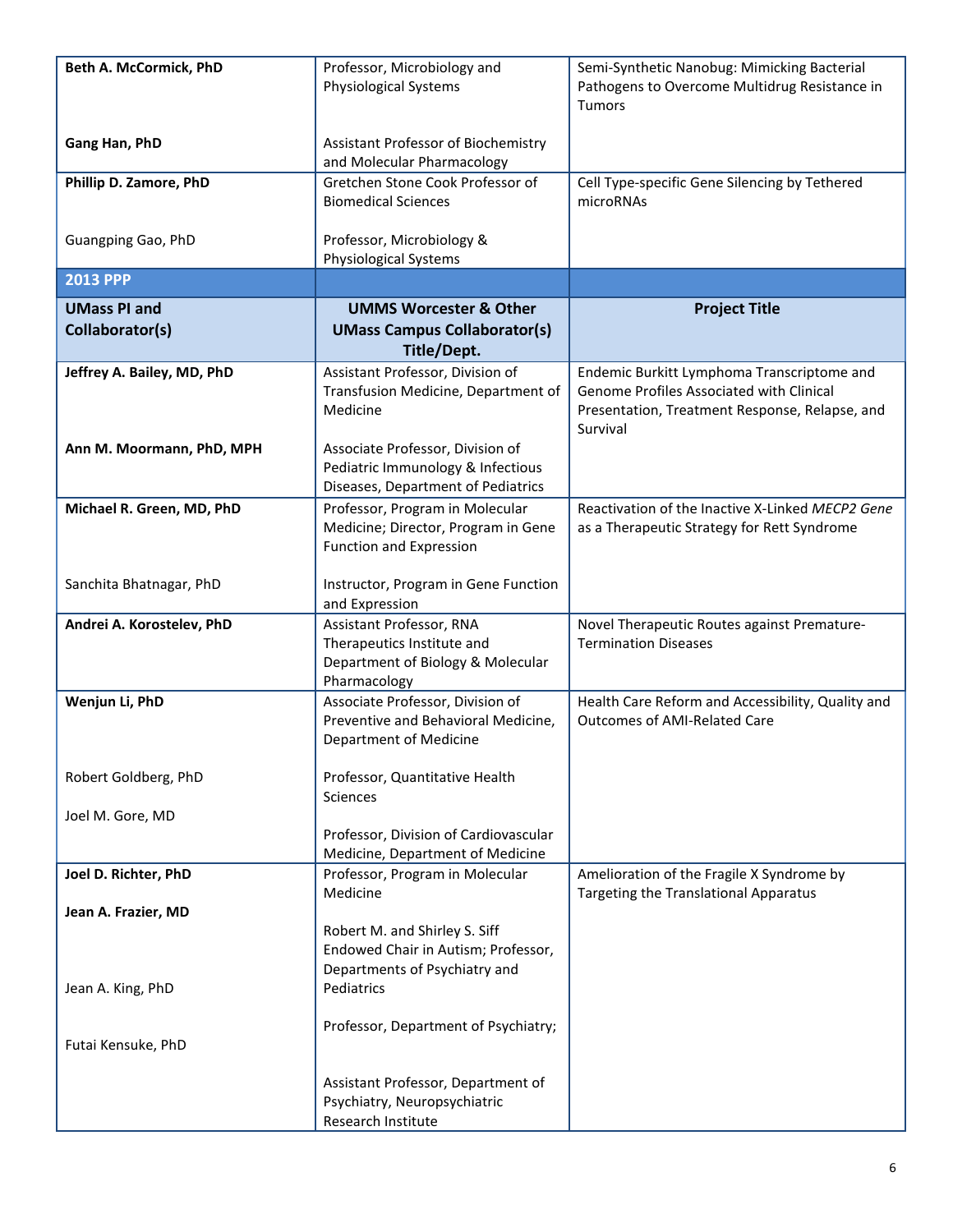| | | |
|---|---|---|
| **Beth A. McCormick, PhD**<br><br>**Gang Han, PhD** | Professor, Microbiology and Physiological Systems<br><br>Assistant Professor of Biochemistry and Molecular Pharmacology | Semi-Synthetic Nanobug: Mimicking Bacterial Pathogens to Overcome Multidrug Resistance in Tumors |
| **Phillip D. Zamore, PhD**<br><br>Guangping Gao, PhD | Gretchen Stone Cook Professor of Biomedical Sciences<br><br>Professor, Microbiology & Physiological Systems | Cell Type-specific Gene Silencing by Tethered microRNAs |
| **2013 PPP** | | |
| **UMass PI and Collaborator(s)** | **UMMS Worcester & Other UMass Campus Collaborator(s) Title/Dept.** | **Project Title** |
| **Jeffrey A. Bailey, MD, PhD**<br><br>**Ann M. Moormann, PhD, MPH** | Assistant Professor, Division of Transfusion Medicine, Department of Medicine<br><br>Associate Professor, Division of Pediatric Immunology & Infectious Diseases, Department of Pediatrics | Endemic Burkitt Lymphoma Transcriptome and Genome Profiles Associated with Clinical Presentation, Treatment Response, Relapse, and Survival |
| **Michael R. Green, MD, PhD**<br><br>Sanchita Bhatnagar, PhD | Professor, Program in Molecular Medicine; Director, Program in Gene Function and Expression<br><br>Instructor, Program in Gene Function and Expression | Reactivation of the Inactive X-Linked *MECP2 Gene* as a Therapeutic Strategy for Rett Syndrome |
| **Andrei A. Korostelev, PhD** | Assistant Professor, RNA Therapeutics Institute and Department of Biology & Molecular Pharmacology | Novel Therapeutic Routes against Premature-Termination Diseases |
| **Wenjun Li, PhD**<br><br>Robert Goldberg, PhD<br><br>Joel M. Gore, MD | Associate Professor, Division of Preventive and Behavioral Medicine, Department of Medicine<br><br>Professor, Quantitative Health Sciences<br><br>Professor, Division of Cardiovascular Medicine, Department of Medicine | Health Care Reform and Accessibility, Quality and Outcomes of AMI-Related Care |
| **Joel D. Richter, PhD**<br><br>**Jean A. Frazier, MD**<br><br>Jean A. King, PhD<br><br>Futai Kensuke, PhD | Professor, Program in Molecular Medicine<br><br>Robert M. and Shirley S. Siff Endowed Chair in Autism; Professor, Departments of Psychiatry and Pediatrics<br><br>Professor, Department of Psychiatry;<br><br>Assistant Professor, Department of Psychiatry, Neuropsychiatric Research Institute | Amelioration of the Fragile X Syndrome by Targeting the Translational Apparatus |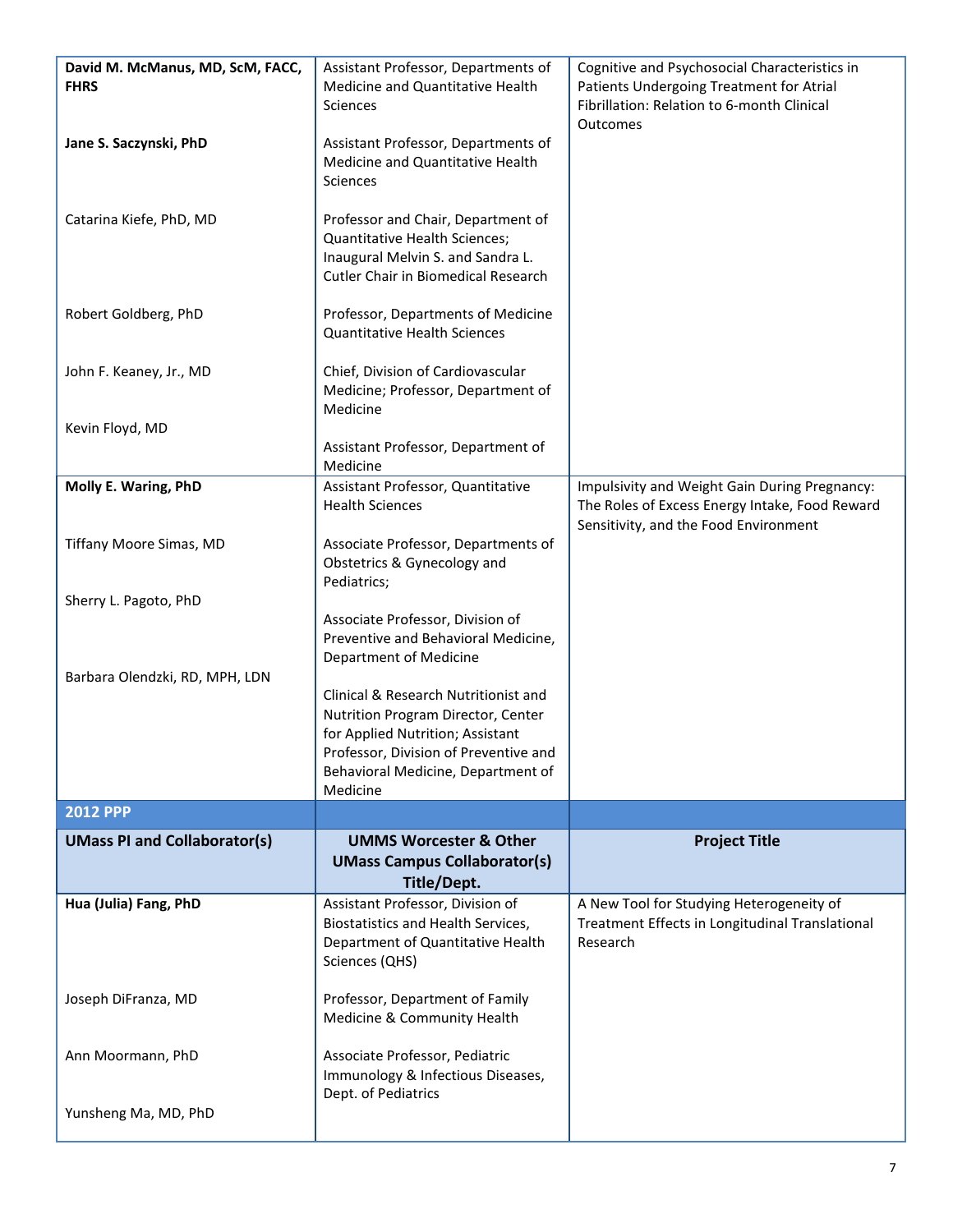| UMass PI and Collaborator(s) | UMMS Worcester & Other UMass Campus Collaborator(s) Title/Dept. | Project Title |
|---|---|---|
| **David M. McManus, MD, ScM, FACC, FHRS** | Assistant Professor, Departments of Medicine and Quantitative Health Sciences | Cognitive and Psychosocial Characteristics in Patients Undergoing Treatment for Atrial Fibrillation: Relation to 6-month Clinical Outcomes |
| **Jane S. Saczynski, PhD** | Assistant Professor, Departments of Medicine and Quantitative Health Sciences | |
| Catarina Kiefe, PhD, MD | Professor and Chair, Department of Quantitative Health Sciences; Inaugural Melvin S. and Sandra L. Cutler Chair in Biomedical Research | |
| Robert Goldberg, PhD | Professor, Departments of Medicine Quantitative Health Sciences | |
| John F. Keaney, Jr., MD | Chief, Division of Cardiovascular Medicine; Professor, Department of Medicine | |
| Kevin Floyd, MD | Assistant Professor, Department of Medicine | |
| **Molly E. Waring, PhD** | Assistant Professor, Quantitative Health Sciences | Impulsivity and Weight Gain During Pregnancy: The Roles of Excess Energy Intake, Food Reward Sensitivity, and the Food Environment |
| Tiffany Moore Simas, MD | Associate Professor, Departments of Obstetrics & Gynecology and Pediatrics; | |
| Sherry L. Pagoto, PhD | Associate Professor, Division of Preventive and Behavioral Medicine, Department of Medicine | |
| Barbara Olendzki, RD, MPH, LDN | Clinical & Research Nutritionist and Nutrition Program Director, Center for Applied Nutrition; Assistant Professor, Division of Preventive and Behavioral Medicine, Department of Medicine | |
| **2012 PPP** | | |
| **UMass PI and Collaborator(s)** | **UMMS Worcester & Other UMass Campus Collaborator(s) Title/Dept.** | **Project Title** |
| **Hua (Julia) Fang, PhD** | Assistant Professor, Division of Biostatistics and Health Services, Department of Quantitative Health Sciences (QHS) | A New Tool for Studying Heterogeneity of Treatment Effects in Longitudinal Translational Research |
| Joseph DiFranza, MD | Professor, Department of Family Medicine & Community Health | |
| Ann Moormann, PhD | Associate Professor, Pediatric Immunology & Infectious Diseases, Dept. of Pediatrics | |
| Yunsheng Ma, MD, PhD | | |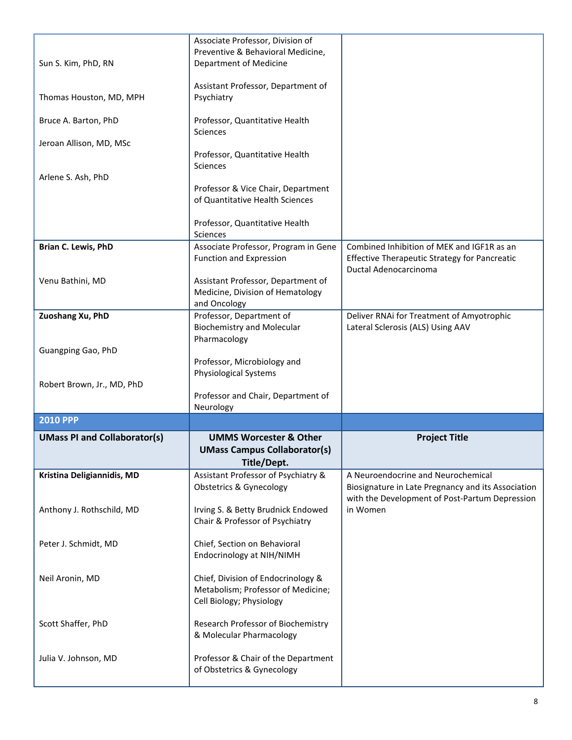| | | |
|---|---|---|
| Sun S. Kim, PhD, RN<br><br>Thomas Houston, MD, MPH<br><br>Bruce A. Barton, PhD<br><br>Jeroan Allison, MD, MSc<br><br>Arlene S. Ash, PhD | Associate Professor, Division of Preventive & Behavioral Medicine, Department of Medicine<br><br>Assistant Professor, Department of Psychiatry<br><br>Professor, Quantitative Health Sciences<br><br>Professor, Quantitative Health Sciences<br><br>Professor & Vice Chair, Department of Quantitative Health Sciences<br><br>Professor, Quantitative Health Sciences | |
| **Brian C. Lewis, PhD**<br><br>Venu Bathini, MD | Associate Professor, Program in Gene Function and Expression<br><br>Assistant Professor, Department of Medicine, Division of Hematology and Oncology | Combined Inhibition of MEK and IGF1R as an Effective Therapeutic Strategy for Pancreatic Ductal Adenocarcinoma |
| **Zuoshang Xu, PhD**<br><br>Guangping Gao, PhD<br><br>Robert Brown, Jr., MD, PhD | Professor, Department of Biochemistry and Molecular Pharmacology<br><br>Professor, Microbiology and Physiological Systems<br><br>Professor and Chair, Department of Neurology | Deliver RNAi for Treatment of Amyotrophic Lateral Sclerosis (ALS) Using AAV |
| **2010 PPP** | | |
| **UMass PI and Collaborator(s)** | **UMMS Worcester & Other UMass Campus Collaborator(s) Title/Dept.** | **Project Title** |
| **Kristina Deligiannidis, MD**<br><br>Anthony J. Rothschild, MD<br><br>Peter J. Schmidt, MD<br><br>Neil Aronin, MD<br><br>Scott Shaffer, PhD<br><br>Julia V. Johnson, MD | Assistant Professor of Psychiatry & Obstetrics & Gynecology<br><br>Irving S. & Betty Brudnick Endowed Chair & Professor of Psychiatry<br><br>Chief, Section on Behavioral Endocrinology at NIH/NIMH<br><br>Chief, Division of Endocrinology & Metabolism; Professor of Medicine; Cell Biology; Physiology<br><br>Research Professor of Biochemistry & Molecular Pharmacology<br><br>Professor & Chair of the Department of Obstetrics & Gynecology | A Neuroendocrine and Neurochemical Biosignature in Late Pregnancy and its Association with the Development of Post-Partum Depression in Women |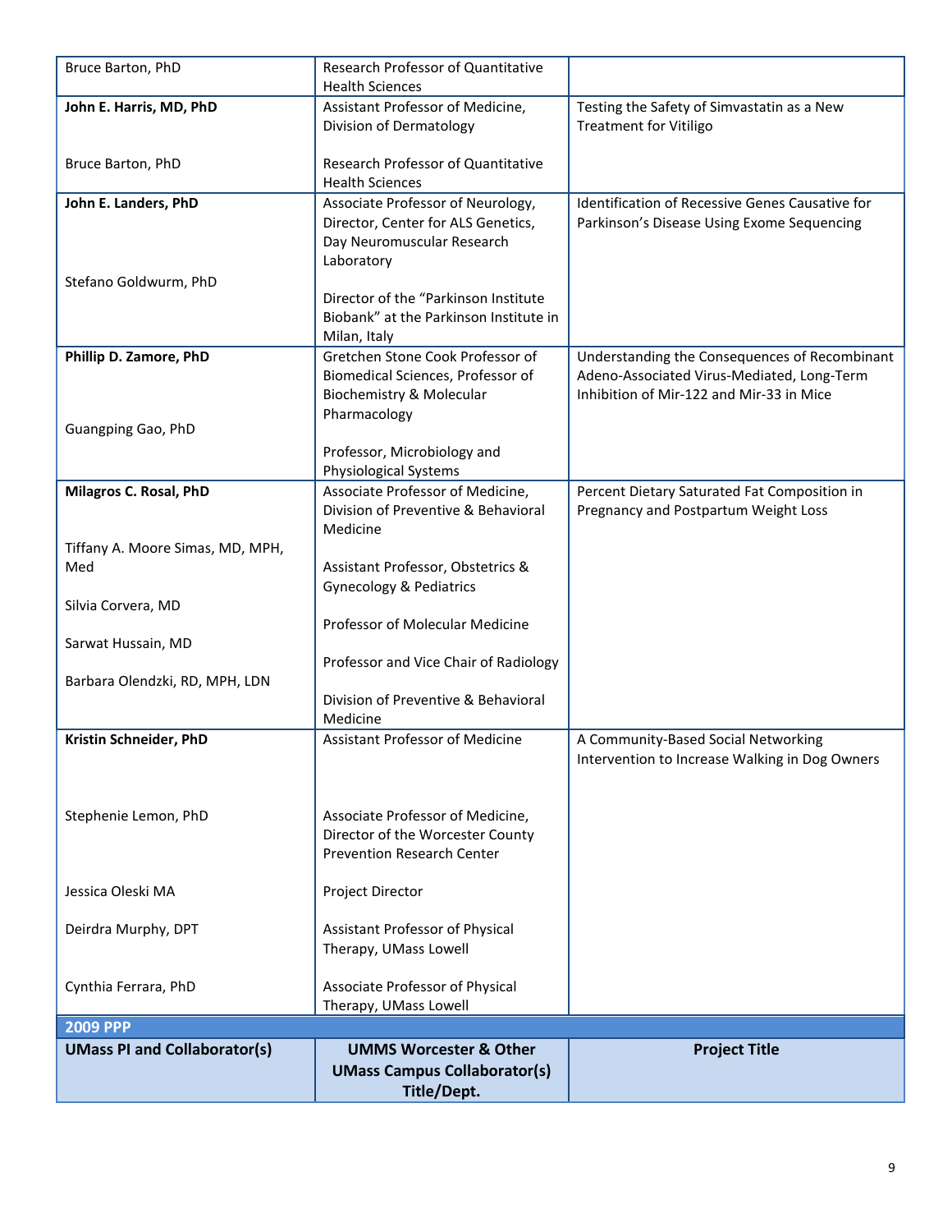| | | |
|---|---|---|
| Bruce Barton, PhD | Research Professor of Quantitative Health Sciences | |
| **John E. Harris, MD, PhD**<br><br>Bruce Barton, PhD | Assistant Professor of Medicine, Division of Dermatology<br><br>Research Professor of Quantitative Health Sciences | Testing the Safety of Simvastatin as a New Treatment for Vitiligo |
| **John E. Landers, PhD**<br><br>Stefano Goldwurm, PhD | Associate Professor of Neurology, Director, Center for ALS Genetics, Day Neuromuscular Research Laboratory<br><br>Director of the "Parkinson Institute Biobank" at the Parkinson Institute in Milan, Italy | Identification of Recessive Genes Causative for Parkinson's Disease Using Exome Sequencing |
| **Phillip D. Zamore, PhD**<br><br>Guangping Gao, PhD | Gretchen Stone Cook Professor of Biomedical Sciences, Professor of Biochemistry & Molecular Pharmacology<br><br>Professor, Microbiology and Physiological Systems | Understanding the Consequences of Recombinant Adeno-Associated Virus-Mediated, Long-Term Inhibition of Mir-122 and Mir-33 in Mice |
| **Milagros C. Rosal, PhD**<br><br>Tiffany A. Moore Simas, MD, MPH, Med<br><br>Silvia Corvera, MD<br><br>Sarwat Hussain, MD<br><br>Barbara Olendzki, RD, MPH, LDN | Associate Professor of Medicine, Division of Preventive & Behavioral Medicine<br><br>Assistant Professor, Obstetrics & Gynecology & Pediatrics<br><br>Professor of Molecular Medicine<br><br>Professor and Vice Chair of Radiology<br><br>Division of Preventive & Behavioral Medicine | Percent Dietary Saturated Fat Composition in Pregnancy and Postpartum Weight Loss |
| **Kristin Schneider, PhD**<br><br>Stephenie Lemon, PhD<br><br>Jessica Oleski MA<br><br>Deirdra Murphy, DPT<br><br>Cynthia Ferrara, PhD | Assistant Professor of Medicine<br><br>Associate Professor of Medicine, Director of the Worcester County Prevention Research Center<br><br>Project Director<br><br>Assistant Professor of Physical Therapy, UMass Lowell<br><br>Associate Professor of Physical Therapy, UMass Lowell | A Community-Based Social Networking Intervention to Increase Walking in Dog Owners |
| **2009 PPP** | | |
| **UMass PI and Collaborator(s)** | **UMMS Worcester & Other UMass Campus Collaborator(s) Title/Dept.** | **Project Title** |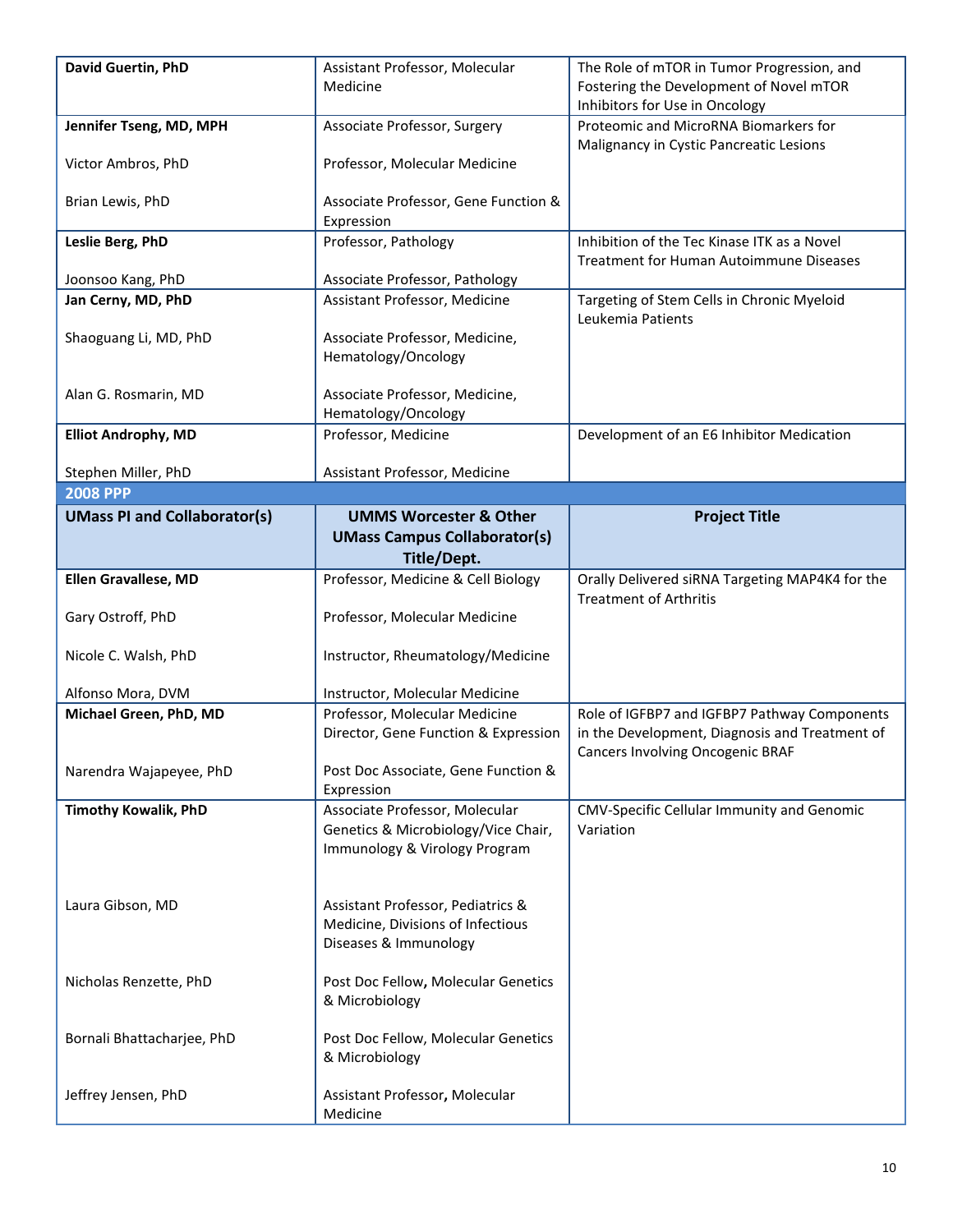| | | |
|---|---|---|
| **David Guertin, PhD** | Assistant Professor, Molecular Medicine | The Role of mTOR in Tumor Progression, and Fostering the Development of Novel mTOR Inhibitors for Use in Oncology |
| **Jennifer Tseng, MD, MPH**<br><br>Victor Ambros, PhD<br><br>Brian Lewis, PhD | Associate Professor, Surgery<br><br>Professor, Molecular Medicine<br><br>Associate Professor, Gene Function & Expression | Proteomic and MicroRNA Biomarkers for Malignancy in Cystic Pancreatic Lesions |
| **Leslie Berg, PhD**<br><br>Joonsoo Kang, PhD | Professor, Pathology<br><br>Associate Professor, Pathology | Inhibition of the Tec Kinase ITK as a Novel Treatment for Human Autoimmune Diseases |
| **Jan Cerny, MD, PhD**<br><br>Shaoguang Li, MD, PhD<br><br>Alan G. Rosmarin, MD | Assistant Professor, Medicine<br><br>Associate Professor, Medicine, Hematology/Oncology<br><br>Associate Professor, Medicine, Hematology/Oncology | Targeting of Stem Cells in Chronic Myeloid Leukemia Patients |
| **Elliot Androphy, MD**<br><br>Stephen Miller, PhD | Professor, Medicine<br><br>Assistant Professor, Medicine | Development of an E6 Inhibitor Medication |

**2008 PPP**

| **UMass PI and Collaborator(s)** | **UMMS Worcester & Other UMass Campus Collaborator(s) Title/Dept.** | **Project Title** |
|---|---|---|
| **Ellen Gravallese, MD**<br><br>Gary Ostroff, PhD<br><br>Nicole C. Walsh, PhD<br><br>Alfonso Mora, DVM | Professor, Medicine & Cell Biology<br><br>Professor, Molecular Medicine<br><br>Instructor, Rheumatology/Medicine<br><br>Instructor, Molecular Medicine | Orally Delivered siRNA Targeting MAP4K4 for the Treatment of Arthritis |
| **Michael Green, PhD, MD**<br><br>Narendra Wajapeyee, PhD | Professor, Molecular Medicine Director, Gene Function & Expression<br><br>Post Doc Associate, Gene Function & Expression | Role of IGFBP7 and IGFBP7 Pathway Components in the Development, Diagnosis and Treatment of Cancers Involving Oncogenic BRAF |
| **Timothy Kowalik, PhD**<br><br>Laura Gibson, MD<br><br>Nicholas Renzette, PhD<br><br>Bornali Bhattacharjee, PhD<br><br>Jeffrey Jensen, PhD | Associate Professor, Molecular Genetics & Microbiology/Vice Chair, Immunology & Virology Program<br><br>Assistant Professor, Pediatrics & Medicine, Divisions of Infectious Diseases & Immunology<br><br>Post Doc Fellow, Molecular Genetics & Microbiology<br><br>Post Doc Fellow, Molecular Genetics & Microbiology<br><br>Assistant Professor, Molecular Medicine | CMV-Specific Cellular Immunity and Genomic Variation |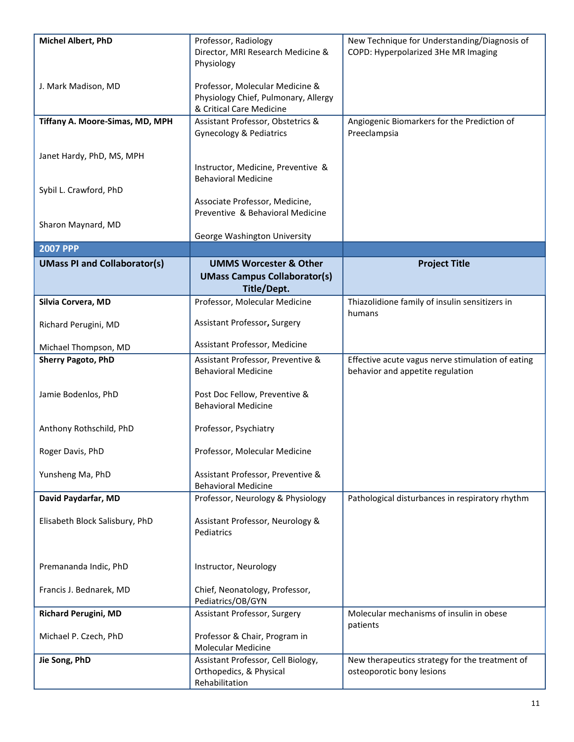| | | |
|---|---|---|
| **Michel Albert, PhD**<br><br>J. Mark Madison, MD | Professor, Radiology<br>Director, MRI Research Medicine & Physiology<br><br>Professor, Molecular Medicine & Physiology Chief, Pulmonary, Allergy & Critical Care Medicine | New Technique for Understanding/Diagnosis of COPD: Hyperpolarized 3He MR Imaging |
| **Tiffany A. Moore-Simas, MD, MPH**<br><br>Janet Hardy, PhD, MS, MPH<br><br>Sybil L. Crawford, PhD<br><br>Sharon Maynard, MD | Assistant Professor, Obstetrics & Gynecology & Pediatrics<br><br>Instructor, Medicine, Preventive & Behavioral Medicine<br><br>Associate Professor, Medicine, Preventive & Behavioral Medicine<br><br>George Washington University | Angiogenic Biomarkers for the Prediction of Preeclampsia |
| **2007 PPP** | | |
| **UMass PI and Collaborator(s)** | **UMMS Worcester & Other UMass Campus Collaborator(s) Title/Dept.** | **Project Title** |
| **Silvia Corvera, MD**<br><br>Richard Perugini, MD<br><br>Michael Thompson, MD | Professor, Molecular Medicine<br><br>Assistant Professor, Surgery<br><br>Assistant Professor, Medicine | Thiazolidione family of insulin sensitizers in humans |
| **Sherry Pagoto, PhD**<br><br>Jamie Bodenlos, PhD<br><br>Anthony Rothschild, PhD<br><br>Roger Davis, PhD<br><br>Yunsheng Ma, PhD | Assistant Professor, Preventive & Behavioral Medicine<br><br>Post Doc Fellow, Preventive & Behavioral Medicine<br><br>Professor, Psychiatry<br><br>Professor, Molecular Medicine<br><br>Assistant Professor, Preventive & Behavioral Medicine | Effective acute vagus nerve stimulation of eating behavior and appetite regulation |
| **David Paydarfar, MD**<br><br>Elisabeth Block Salisbury, PhD<br><br>Premananda Indic, PhD<br><br>Francis J. Bednarek, MD | Professor, Neurology & Physiology<br><br>Assistant Professor, Neurology & Pediatrics<br><br>Instructor, Neurology<br><br>Chief, Neonatology, Professor, Pediatrics/OB/GYN | Pathological disturbances in respiratory rhythm |
| **Richard Perugini, MD**<br><br>Michael P. Czech, PhD | Assistant Professor, Surgery<br><br>Professor & Chair, Program in Molecular Medicine | Molecular mechanisms of insulin in obese patients |
| **Jie Song, PhD** | Assistant Professor, Cell Biology, Orthopedics, & Physical Rehabilitation | New therapeutics strategy for the treatment of osteoporotic bony lesions |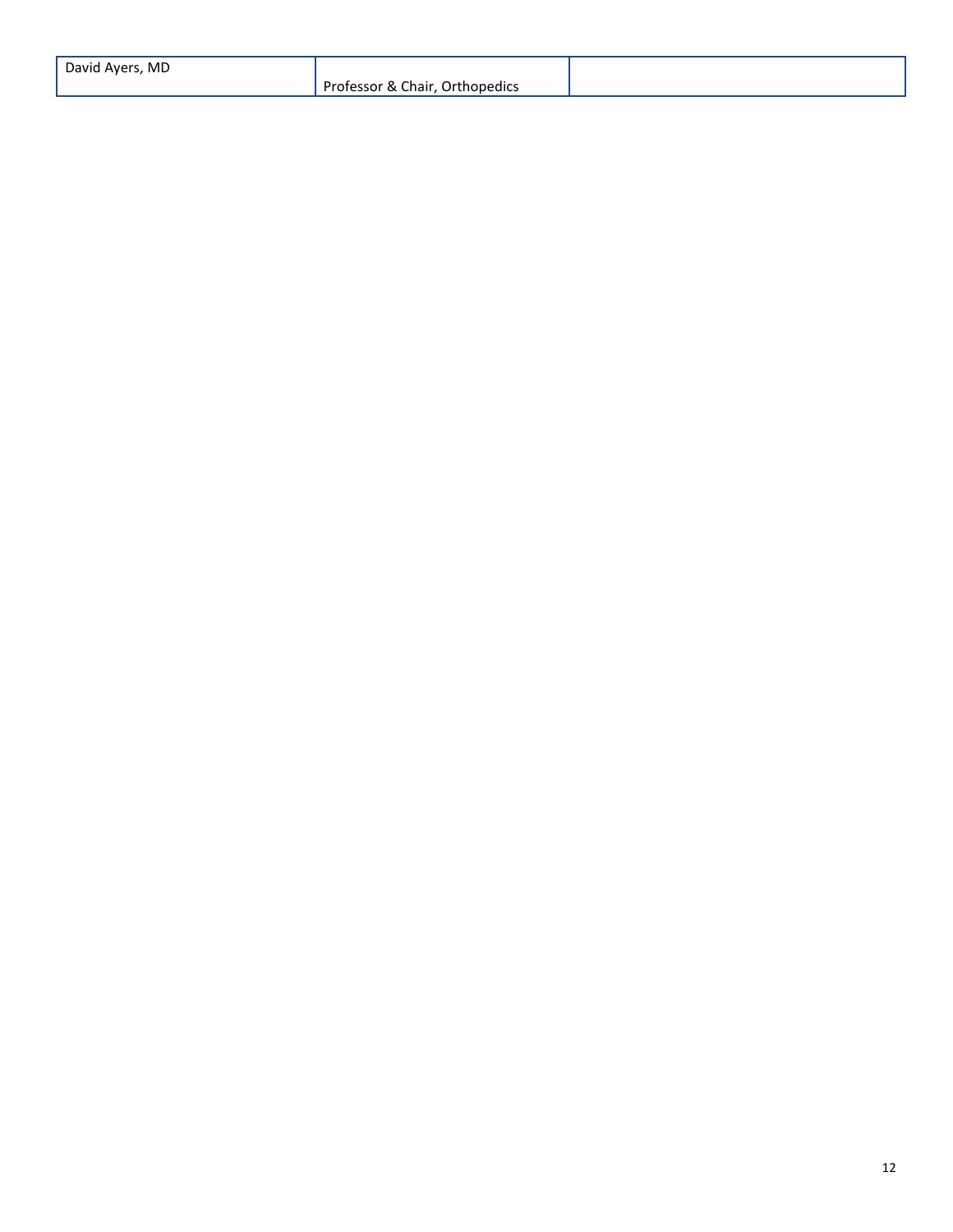| | | |
|---|---|---|
| David Ayers, MD | Professor & Chair, Orthopedics | |